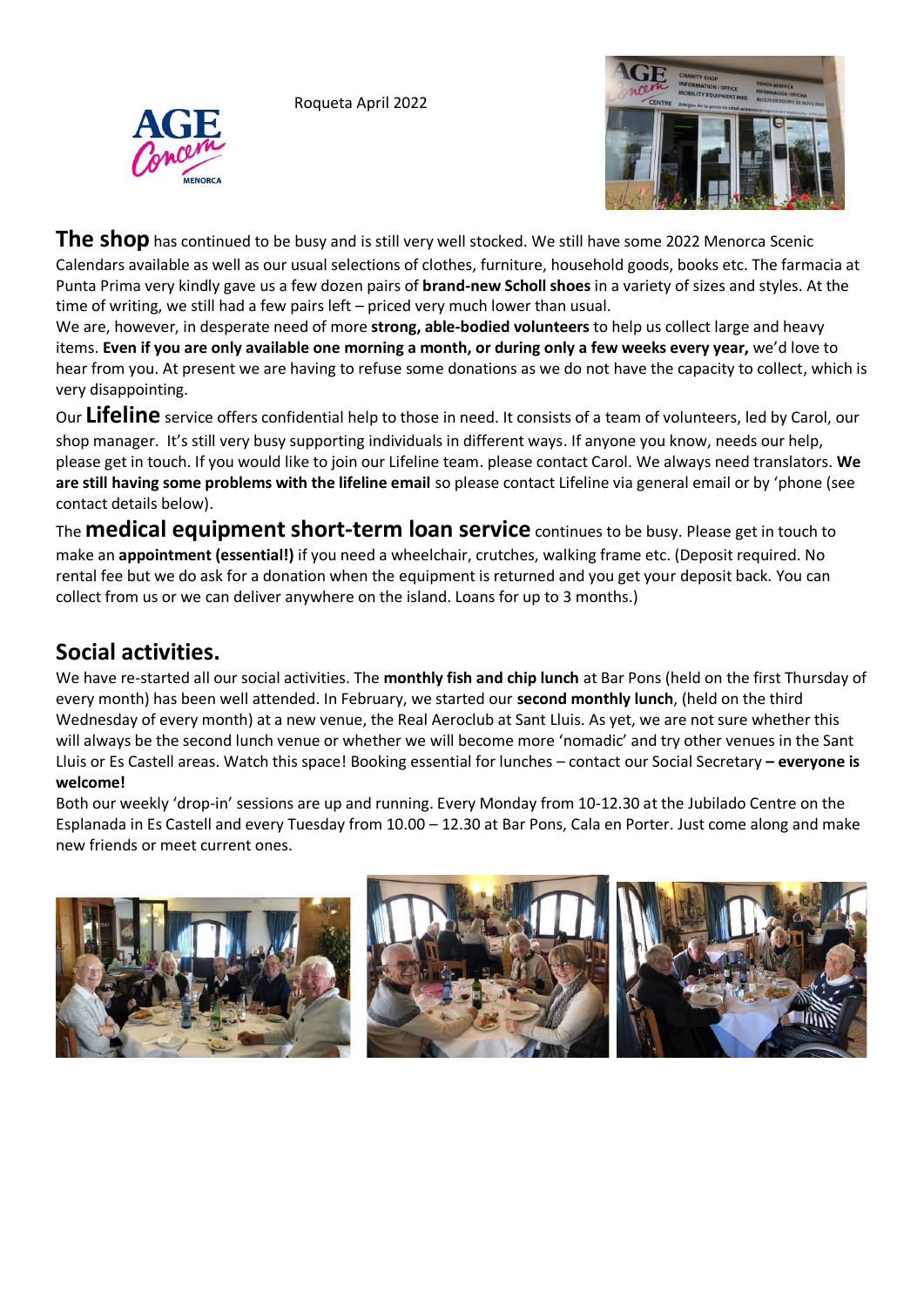Roqueta April 2022

**The shop** has continued to be busy and is still very well stocked. We still have some 2022 Menorca Scenic Calendars available as well as our usual selections of clothes, furniture, household goods, books etc. The farmacia at Punta Prima very kindly gave us a few dozen pairs of **brand-new Scholl shoes** in a variety of sizes and styles. At the time of writing, we still had a few pairs left – priced very much lower than usual.

We are, however, in desperate need of more **strong, able-bodied volunteers** to help us collect large and heavy items. **Even if you are only available one morning a month, or during only a few weeks every year,** we'd love to hear from you. At present we are having to refuse some donations as we do not have the capacity to collect, which is very disappointing.

Our **Lifeline** service offers confidential help to those in need. It consists of a team of volunteers, led by Carol, our shop manager. It's still very busy supporting individuals in different ways. If anyone you know, needs our help, please get in touch. If you would like to join our Lifeline team. please contact Carol. We always need translators. **We are still having some problems with the lifeline email** so please contact Lifeline via general email or by 'phone (see contact details below).

The **medical equipment short-term loan service** continues to be busy. Please get in touch to make an **appointment (essential!)** if you need a wheelchair, crutches, walking frame etc. (Deposit required. No rental fee but we do ask for a donation when the equipment is returned and you get your deposit back. You can collect from us or we can deliver anywhere on the island. Loans for up to 3 months.)

## Social activities.

We have re-started all our social activities. The **monthly fish and chip lunch** at Bar Pons (held on the first Thursday of every month) has been well attended. In February, we started our **second monthly lunch**, (held on the third Wednesday of every month) at a new venue, the Real Aeroclub at Sant Lluis. As yet, we are not sure whether this will always be the second lunch venue or whether we will become more 'nomadic' and try other venues in the Sant Lluis or Es Castell areas. Watch this space! Booking essential for lunches – contact our Social Secretary **– everyone is welcome!**

Both our weekly 'drop-in' sessions are up and running. Every Monday from 10-12.30 at the Jubilado Centre on the Esplanada in Es Castell and every Tuesday from 10.00 – 12.30 at Bar Pons, Cala en Porter. Just come along and make new friends or meet current ones.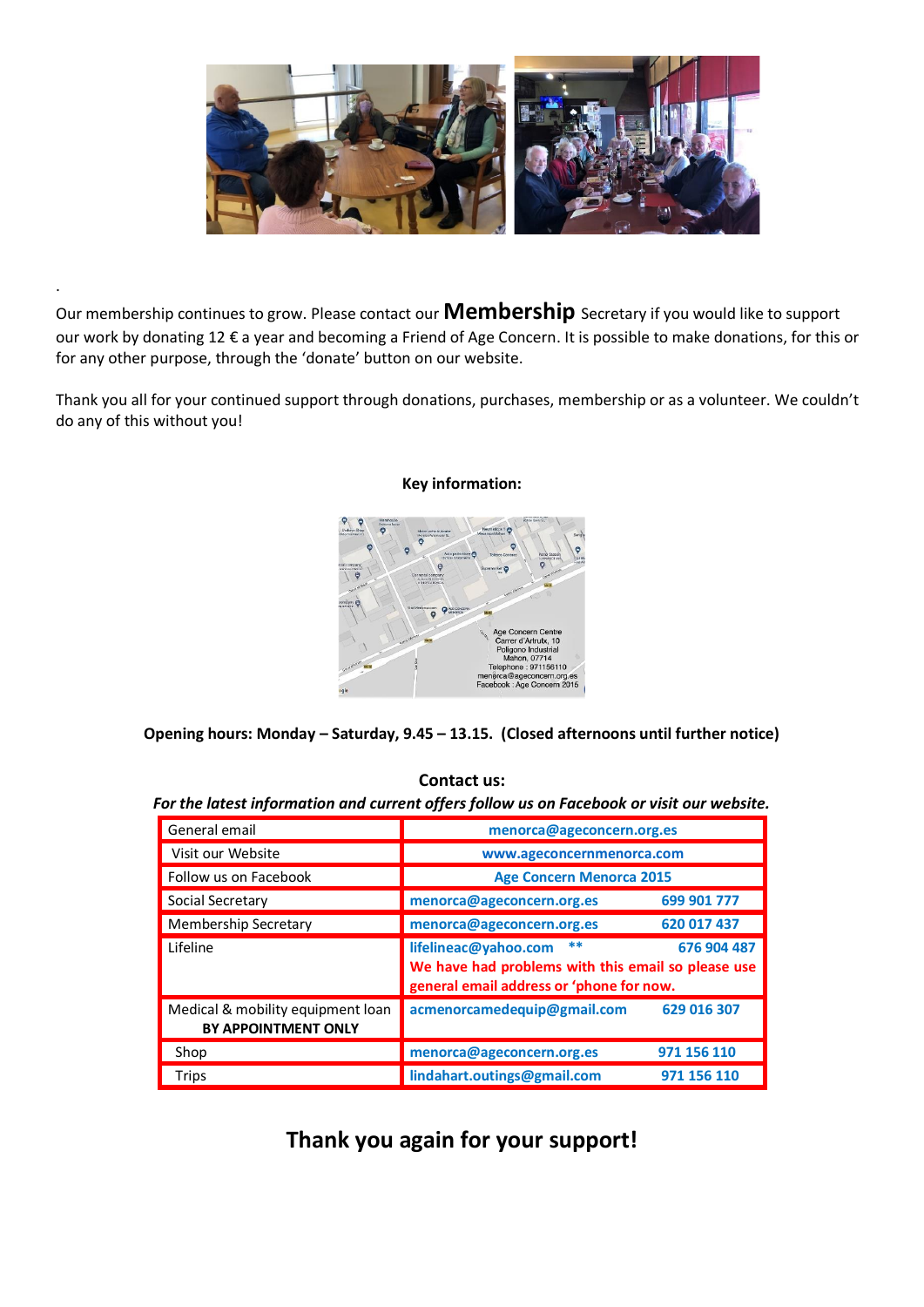.

Our membership continues to grow. Please contact our **Membership** Secretary if you would like to support our work by donating 12 € a year and becoming a Friend of Age Concern. It is possible to make donations, for this or for any other purpose, through the 'donate' button on our website.

Thank you all for your continued support through donations, purchases, membership or as a volunteer. We couldn't do any of this without you!

**Key information:**

Age Concern Centre
Carrer d'Artrutx, 10
Polígono Industrial
Mahon, 07714
Telephone : 971156110
menorca@ageconcern.org.es
Facebook : Age Concern 2015

**Opening hours: Monday – Saturday, 9.45 – 13.15. (Closed afternoons until further notice)**

**Contact us:**

***For the latest information and current offers follow us on Facebook or visit our website.***

| | | |
|---|---|---|
| General email | menorca@ageconcern.org.es | |
| Visit our Website | www.ageconcernmenorca.com | |
| Follow us on Facebook | Age Concern Menorca 2015 | |
| Social Secretary | menorca@ageconcern.org.es | 699 901 777 |
| Membership Secretary | menorca@ageconcern.org.es | 620 017 437 |
| Lifeline | lifelineac@yahoo.com ** We have had problems with this email so please use general email address or 'phone for now. | 676 904 487 |
| Medical & mobility equipment loan **BY APPOINTMENT ONLY** | acmenorcamedequip@gmail.com | 629 016 307 |
| Shop | menorca@ageconcern.org.es | 971 156 110 |
| Trips | lindahart.outings@gmail.com | 971 156 110 |

## Thank you again for your support!